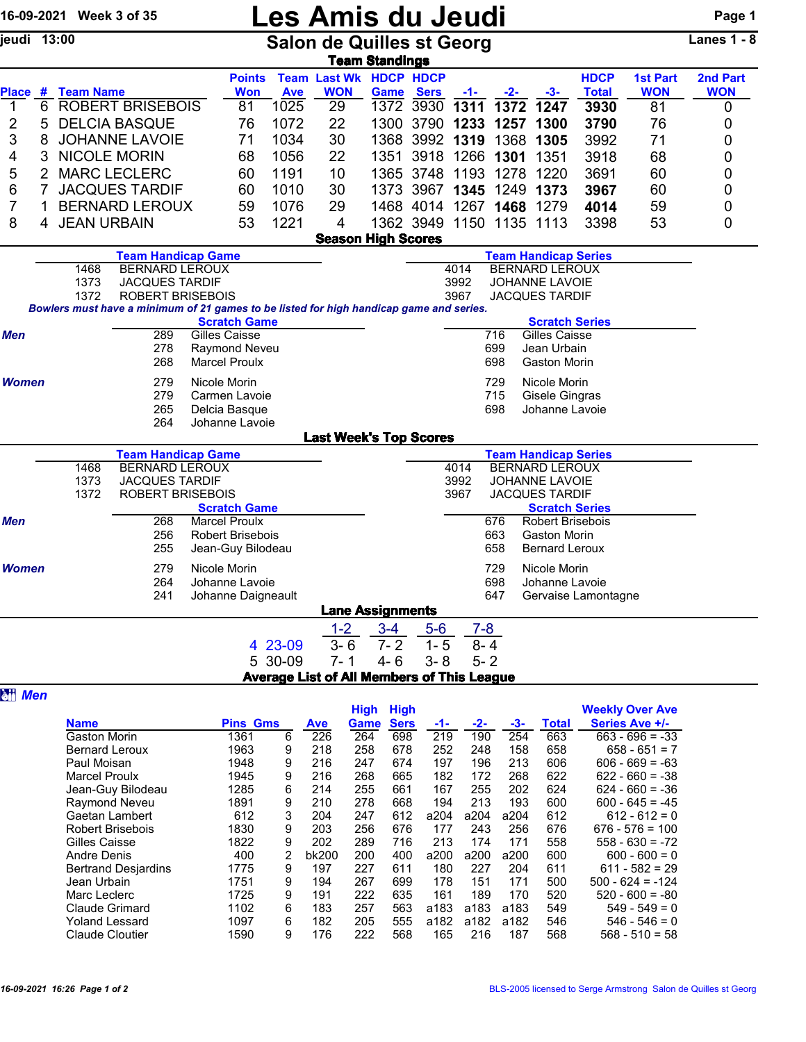16-09-2021 Week 3 of 35

# Les Amis du Jeudi

jeudi 13:00

## Salon de Quilles st Georg

Lanes 1 - 8

### Team Standings

| Place | # | Team Name | Points Won | Team Ave | Last Wk WON | HDCP Game | HDCP Sers | -1- | -2- | -3- | HDCP Total | 1st Part WON | 2nd Part WON |
|---|---|---|---|---|---|---|---|---|---|---|---|---|---|
| 1 | 6 | ROBERT BRISEBOIS | 81 | 1025 | 29 | 1372 | 3930 | **1311** | **1372** | **1247** | **3930** | 81 | 0 |
| 2 | 5 | DELCIA BASQUE | 76 | 1072 | 22 | 1300 | 3790 | **1233** | **1257** | **1300** | **3790** | 76 | 0 |
| 3 | 8 | JOHANNE LAVOIE | 71 | 1034 | 30 | 1368 | 3992 | **1319** | 1368 | **1305** | 3992 | 71 | 0 |
| 4 | 3 | NICOLE MORIN | 68 | 1056 | 22 | 1351 | 3918 | 1266 | **1301** | 1351 | 3918 | 68 | 0 |
| 5 | 2 | MARC LECLERC | 60 | 1191 | 10 | 1365 | 3748 | 1193 | 1278 | 1220 | 3691 | 60 | 0 |
| 6 | 7 | JACQUES TARDIF | 60 | 1010 | 30 | 1373 | 3967 | **1345** | 1249 | **1373** | **3967** | 60 | 0 |
| 7 | 1 | BERNARD LEROUX | 59 | 1076 | 29 | 1468 | 4014 | 1267 | **1468** | 1279 | **4014** | 59 | 0 |
| 8 | 4 | JEAN URBAIN | 53 | 1221 | 4 | 1362 | 3949 | 1150 | 1135 | 1113 | 3398 | 53 | 0 |

### Season High Scores

| Team Handicap Game | | Team Handicap Series | |
|---|---|---|---|
| 1468 | BERNARD LEROUX | 4014 | BERNARD LEROUX |
| 1373 | JACQUES TARDIF | 3992 | JOHANNE LAVOIE |
| 1372 | ROBERT BRISEBOIS | 3967 | JACQUES TARDIF |

***Bowlers must have a minimum of 21 games to be listed for high handicap game and series.***

| | Scratch Game | | Scratch Series | |
|---|---|---|---|---|
| ***Men*** | 289 | Gilles Caisse | 716 | Gilles Caisse |
| | 278 | Raymond Neveu | 699 | Jean Urbain |
| | 268 | Marcel Proulx | 698 | Gaston Morin |
| ***Women*** | 279 | Nicole Morin | 729 | Nicole Morin |
| | 279 | Carmen Lavoie | 715 | Gisele Gingras |
| | 265 | Delcia Basque | 698 | Johanne Lavoie |
| | 264 | Johanne Lavoie | | |

### Last Week's Top Scores

| Team Handicap Game | | Team Handicap Series | |
|---|---|---|---|
| 1468 | BERNARD LEROUX | 4014 | BERNARD LEROUX |
| 1373 | JACQUES TARDIF | 3992 | JOHANNE LAVOIE |
| 1372 | ROBERT BRISEBOIS | 3967 | JACQUES TARDIF |

| | Scratch Game | | Scratch Series | |
|---|---|---|---|---|
| ***Men*** | 268 | Marcel Proulx | 676 | Robert Brisebois |
| | 256 | Robert Brisebois | 663 | Gaston Morin |
| | 255 | Jean-Guy Bilodeau | 658 | Bernard Leroux |
| ***Women*** | 279 | Nicole Morin | 729 | Nicole Morin |
| | 264 | Johanne Lavoie | 698 | Johanne Lavoie |
| | 241 | Johanne Daigneault | 647 | Gervaise Lamontagne |

### Lane Assignments

| | 1-2 | 3-4 | 5-6 | 7-8 |
|---|---|---|---|---|
| 4 23-09 | 3- 6 | 7- 2 | 1- 5 | 8- 4 |
| 5 30-09 | 7- 1 | 4- 6 | 3- 8 | 5- 2 |

### Average List of All Members of This League

***Men***

| Name | Pins | Gms | Ave | High Game | High Sers | -1- | -2- | -3- | Total | Weekly Over Ave Series Ave +/- |
|---|---|---|---|---|---|---|---|---|---|---|
| Gaston Morin | 1361 | 6 | 226 | 264 | 698 | 219 | 190 | 254 | 663 | 663 - 696 = -33 |
| Bernard Leroux | 1963 | 9 | 218 | 258 | 678 | 252 | 248 | 158 | 658 | 658 - 651 = 7 |
| Paul Moisan | 1948 | 9 | 216 | 247 | 674 | 197 | 196 | 213 | 606 | 606 - 669 = -63 |
| Marcel Proulx | 1945 | 9 | 216 | 268 | 665 | 182 | 172 | 268 | 622 | 622 - 660 = -38 |
| Jean-Guy Bilodeau | 1285 | 6 | 214 | 255 | 661 | 167 | 255 | 202 | 624 | 624 - 660 = -36 |
| Raymond Neveu | 1891 | 9 | 210 | 278 | 668 | 194 | 213 | 193 | 600 | 600 - 645 = -45 |
| Gaetan Lambert | 612 | 3 | 204 | 247 | 612 | a204 | a204 | a204 | 612 | 612 - 612 = 0 |
| Robert Brisebois | 1830 | 9 | 203 | 256 | 676 | 177 | 243 | 256 | 676 | 676 - 576 = 100 |
| Gilles Caisse | 1822 | 9 | 202 | 289 | 716 | 213 | 174 | 171 | 558 | 558 - 630 = -72 |
| Andre Denis | 400 | 2 | bk200 | 200 | 400 | a200 | a200 | a200 | 600 | 600 - 600 = 0 |
| Bertrand Desjardins | 1775 | 9 | 197 | 227 | 611 | 180 | 227 | 204 | 611 | 611 - 582 = 29 |
| Jean Urbain | 1751 | 9 | 194 | 267 | 699 | 178 | 151 | 171 | 500 | 500 - 624 = -124 |
| Marc Leclerc | 1725 | 9 | 191 | 222 | 635 | 161 | 189 | 170 | 520 | 520 - 600 = -80 |
| Claude Grimard | 1102 | 6 | 183 | 257 | 563 | a183 | a183 | a183 | 549 | 549 - 549 = 0 |
| Yoland Lessard | 1097 | 6 | 182 | 205 | 555 | a182 | a182 | a182 | 546 | 546 - 546 = 0 |
| Claude Cloutier | 1590 | 9 | 176 | 222 | 568 | 165 | 216 | 187 | 568 | 568 - 510 = 58 |

16-09-2021 16:26 BLS-2005 licensed to Serge Armstrong Salon de Quilles st Georg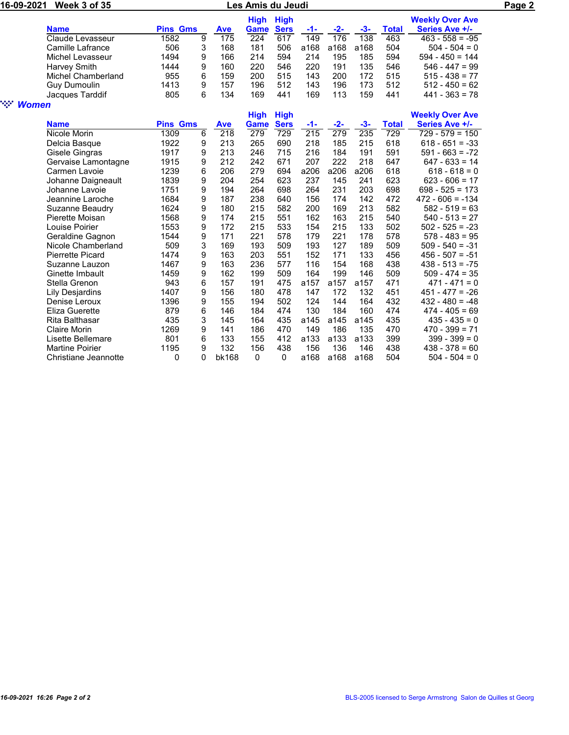| Name | Pins | Gms | Ave | High Game | High Sers | -1- | -2- | -3- | Total | Weekly Over Ave Series Ave +/- |
|---|---|---|---|---|---|---|---|---|---|---|
| Claude Levasseur | 1582 | 9 | 175 | 224 | 617 | 149 | 176 | 138 | 463 | 463 - 558 = -95 |
| Camille Lafrance | 506 | 3 | 168 | 181 | 506 | a168 | a168 | a168 | 504 | 504 - 504 = 0 |
| Michel Levasseur | 1494 | 9 | 166 | 214 | 594 | 214 | 195 | 185 | 594 | 594 - 450 = 144 |
| Harvey Smith | 1444 | 9 | 160 | 220 | 546 | 220 | 191 | 135 | 546 | 546 - 447 = 99 |
| Michel Chamberland | 955 | 6 | 159 | 200 | 515 | 143 | 200 | 172 | 515 | 515 - 438 = 77 |
| Guy Dumoulin | 1413 | 9 | 157 | 196 | 512 | 143 | 196 | 173 | 512 | 512 - 450 = 62 |
| Jacques Tarddif | 805 | 6 | 134 | 169 | 441 | 169 | 113 | 159 | 441 | 441 - 363 = 78 |

## *Women*

| Name | Pins | Gms | Ave | High Game | High Sers | -1- | -2- | -3- | Total | Weekly Over Ave Series Ave +/- |
|---|---|---|---|---|---|---|---|---|---|---|
| Nicole Morin | 1309 | 6 | 218 | 279 | 729 | 215 | 279 | 235 | 729 | 729 - 579 = 150 |
| Delcia Basque | 1922 | 9 | 213 | 265 | 690 | 218 | 185 | 215 | 618 | 618 - 651 = -33 |
| Gisele Gingras | 1917 | 9 | 213 | 246 | 715 | 216 | 184 | 191 | 591 | 591 - 663 = -72 |
| Gervaise Lamontagne | 1915 | 9 | 212 | 242 | 671 | 207 | 222 | 218 | 647 | 647 - 633 = 14 |
| Carmen Lavoie | 1239 | 6 | 206 | 279 | 694 | a206 | a206 | a206 | 618 | 618 - 618 = 0 |
| Johanne Daigneault | 1839 | 9 | 204 | 254 | 623 | 237 | 145 | 241 | 623 | 623 - 606 = 17 |
| Johanne Lavoie | 1751 | 9 | 194 | 264 | 698 | 264 | 231 | 203 | 698 | 698 - 525 = 173 |
| Jeannine Laroche | 1684 | 9 | 187 | 238 | 640 | 156 | 174 | 142 | 472 | 472 - 606 = -134 |
| Suzanne Beaudry | 1624 | 9 | 180 | 215 | 582 | 200 | 169 | 213 | 582 | 582 - 519 = 63 |
| Pierette Moisan | 1568 | 9 | 174 | 215 | 551 | 162 | 163 | 215 | 540 | 540 - 513 = 27 |
| Louise Poirier | 1553 | 9 | 172 | 215 | 533 | 154 | 215 | 133 | 502 | 502 - 525 = -23 |
| Geraldine Gagnon | 1544 | 9 | 171 | 221 | 578 | 179 | 221 | 178 | 578 | 578 - 483 = 95 |
| Nicole Chamberland | 509 | 3 | 169 | 193 | 509 | 193 | 127 | 189 | 509 | 509 - 540 = -31 |
| Pierrette Picard | 1474 | 9 | 163 | 203 | 551 | 152 | 171 | 133 | 456 | 456 - 507 = -51 |
| Suzanne Lauzon | 1467 | 9 | 163 | 236 | 577 | 116 | 154 | 168 | 438 | 438 - 513 = -75 |
| Ginette Imbault | 1459 | 9 | 162 | 199 | 509 | 164 | 199 | 146 | 509 | 509 - 474 = 35 |
| Stella Grenon | 943 | 6 | 157 | 191 | 475 | a157 | a157 | a157 | 471 | 471 - 471 = 0 |
| Lily Desjardins | 1407 | 9 | 156 | 180 | 478 | 147 | 172 | 132 | 451 | 451 - 477 = -26 |
| Denise Leroux | 1396 | 9 | 155 | 194 | 502 | 124 | 144 | 164 | 432 | 432 - 480 = -48 |
| Eliza Guerette | 879 | 6 | 146 | 184 | 474 | 130 | 184 | 160 | 474 | 474 - 405 = 69 |
| Rita Balthasar | 435 | 3 | 145 | 164 | 435 | a145 | a145 | a145 | 435 | 435 - 435 = 0 |
| Claire Morin | 1269 | 9 | 141 | 186 | 470 | 149 | 186 | 135 | 470 | 470 - 399 = 71 |
| Lisette Bellemare | 801 | 6 | 133 | 155 | 412 | a133 | a133 | a133 | 399 | 399 - 399 = 0 |
| Martine Poirier | 1195 | 9 | 132 | 156 | 438 | 156 | 136 | 146 | 438 | 438 - 378 = 60 |
| Christiane Jeannotte | 0 | 0 | bk168 | 0 | 0 | a168 | a168 | a168 | 504 | 504 - 504 = 0 |

BLS-2005 licensed to Serge Armstrong Salon de Quilles st Georg